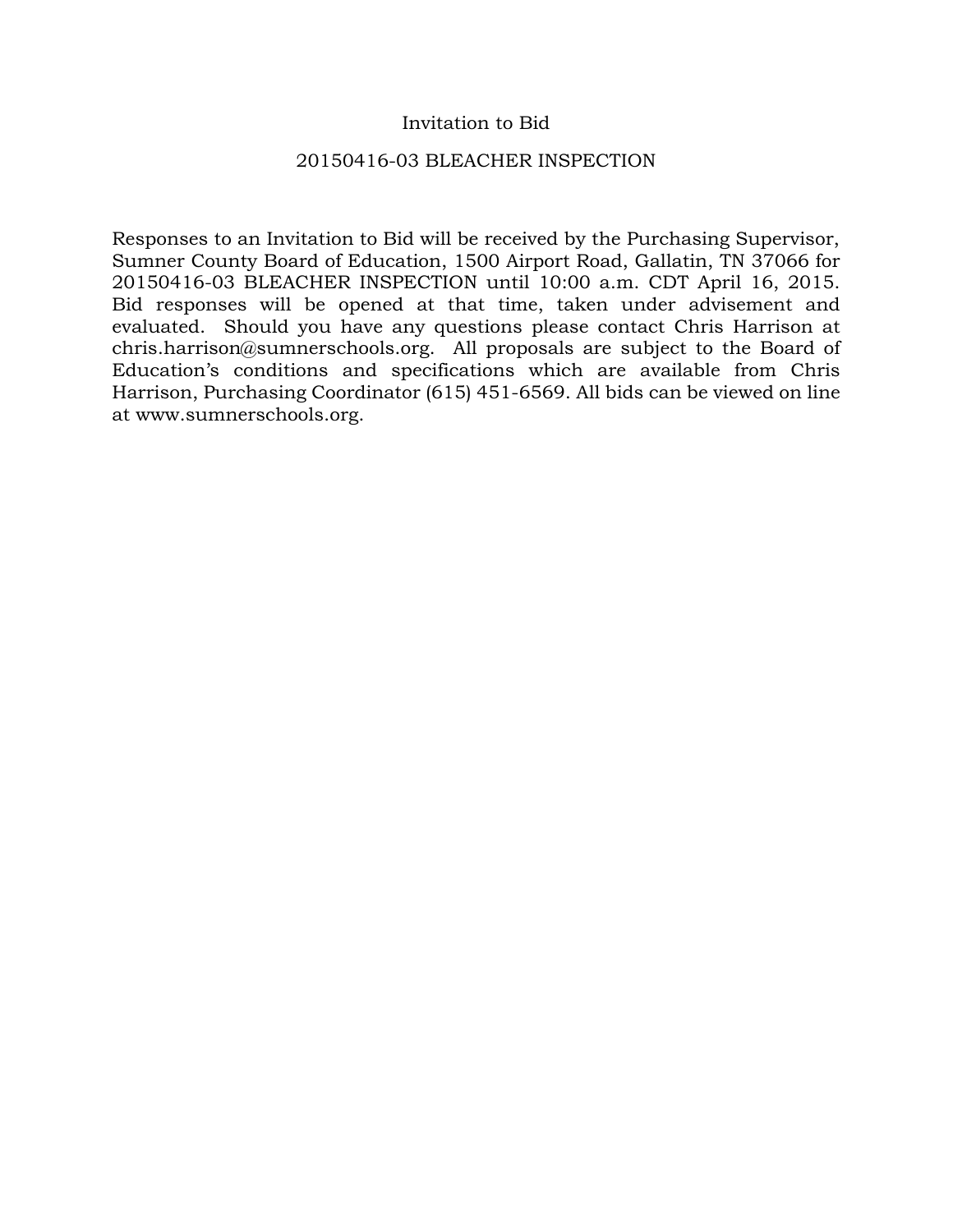# Invitation to Bid

## 20150416-03 BLEACHER INSPECTION

Responses to an Invitation to Bid will be received by the Purchasing Supervisor, Sumner County Board of Education, 1500 Airport Road, Gallatin, TN 37066 for 20150416-03 BLEACHER INSPECTION until 10:00 a.m. CDT April 16, 2015. Bid responses will be opened at that time, taken under advisement and evaluated. Should you have any questions please contact Chris Harrison at chris.harrison@sumnerschools.org. All proposals are subject to the Board of Education's conditions and specifications which are available from Chris Harrison, Purchasing Coordinator (615) 451-6569. All bids can be viewed on line at www.sumnerschools.org.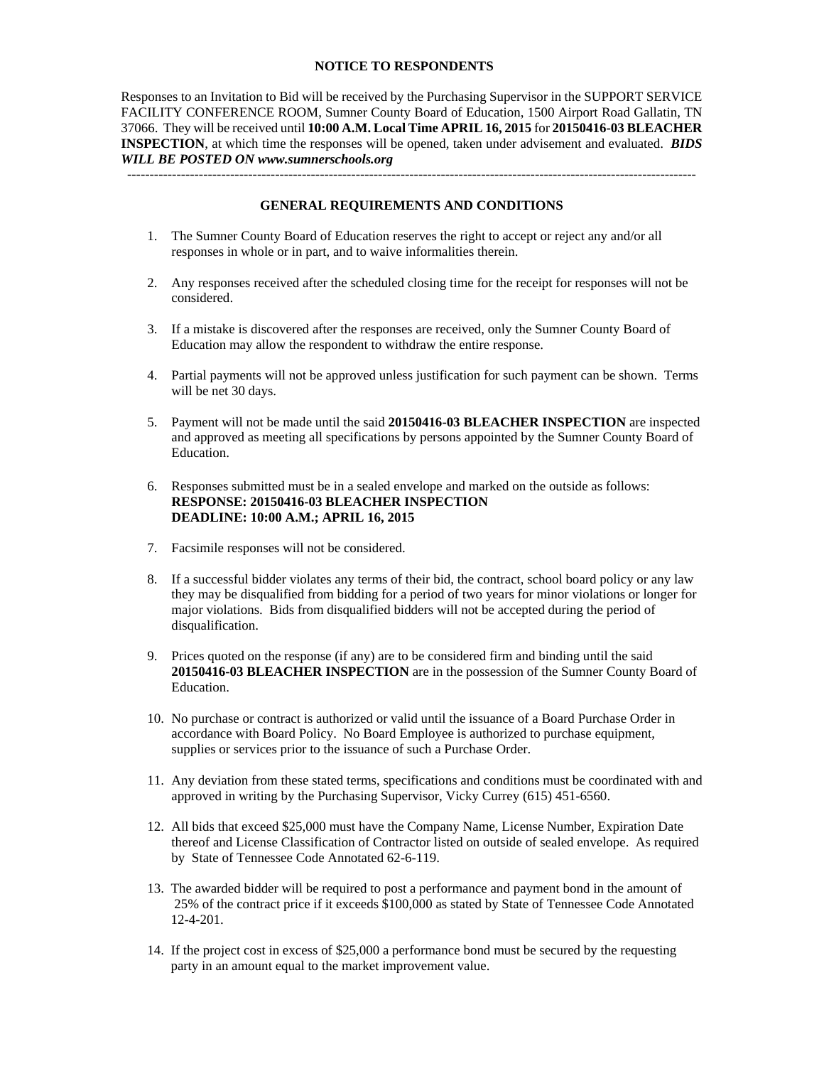## NOTICE TO RESPONDENTS

Responses to an Invitation to Bid will be received by the Purchasing Supervisor in the SUPPORT SERVICE FACILITY CONFERENCE ROOM, Sumner County Board of Education, 1500 Airport Road Gallatin, TN 37066. They will be received until **10:00 A.M. Local Time APRIL 16, 2015** for **20150416-03 BLEACHER INSPECTION**, at which time the responses will be opened, taken under advisement and evaluated. ***BIDS WILL BE POSTED ON www.sumnerschools.org***

---

## GENERAL REQUIREMENTS AND CONDITIONS

1. The Sumner County Board of Education reserves the right to accept or reject any and/or all responses in whole or in part, and to waive informalities therein.

2. Any responses received after the scheduled closing time for the receipt for responses will not be considered.

3. If a mistake is discovered after the responses are received, only the Sumner County Board of Education may allow the respondent to withdraw the entire response.

4. Partial payments will not be approved unless justification for such payment can be shown. Terms will be net 30 days.

5. Payment will not be made until the said **20150416-03 BLEACHER INSPECTION** are inspected and approved as meeting all specifications by persons appointed by the Sumner County Board of Education.

6. Responses submitted must be in a sealed envelope and marked on the outside as follows:
   **RESPONSE: 20150416-03 BLEACHER INSPECTION**
   **DEADLINE: 10:00 A.M.; APRIL 16, 2015**

7. Facsimile responses will not be considered.

8. If a successful bidder violates any terms of their bid, the contract, school board policy or any law they may be disqualified from bidding for a period of two years for minor violations or longer for major violations. Bids from disqualified bidders will not be accepted during the period of disqualification.

9. Prices quoted on the response (if any) are to be considered firm and binding until the said **20150416-03 BLEACHER INSPECTION** are in the possession of the Sumner County Board of Education.

10. No purchase or contract is authorized or valid until the issuance of a Board Purchase Order in accordance with Board Policy. No Board Employee is authorized to purchase equipment, supplies or services prior to the issuance of such a Purchase Order.

11. Any deviation from these stated terms, specifications and conditions must be coordinated with and approved in writing by the Purchasing Supervisor, Vicky Currey (615) 451-6560.

12. All bids that exceed $25,000 must have the Company Name, License Number, Expiration Date thereof and License Classification of Contractor listed on outside of sealed envelope. As required by State of Tennessee Code Annotated 62-6-119.

13. The awarded bidder will be required to post a performance and payment bond in the amount of 25% of the contract price if it exceeds $100,000 as stated by State of Tennessee Code Annotated 12-4-201.

14. If the project cost in excess of $25,000 a performance bond must be secured by the requesting party in an amount equal to the market improvement value.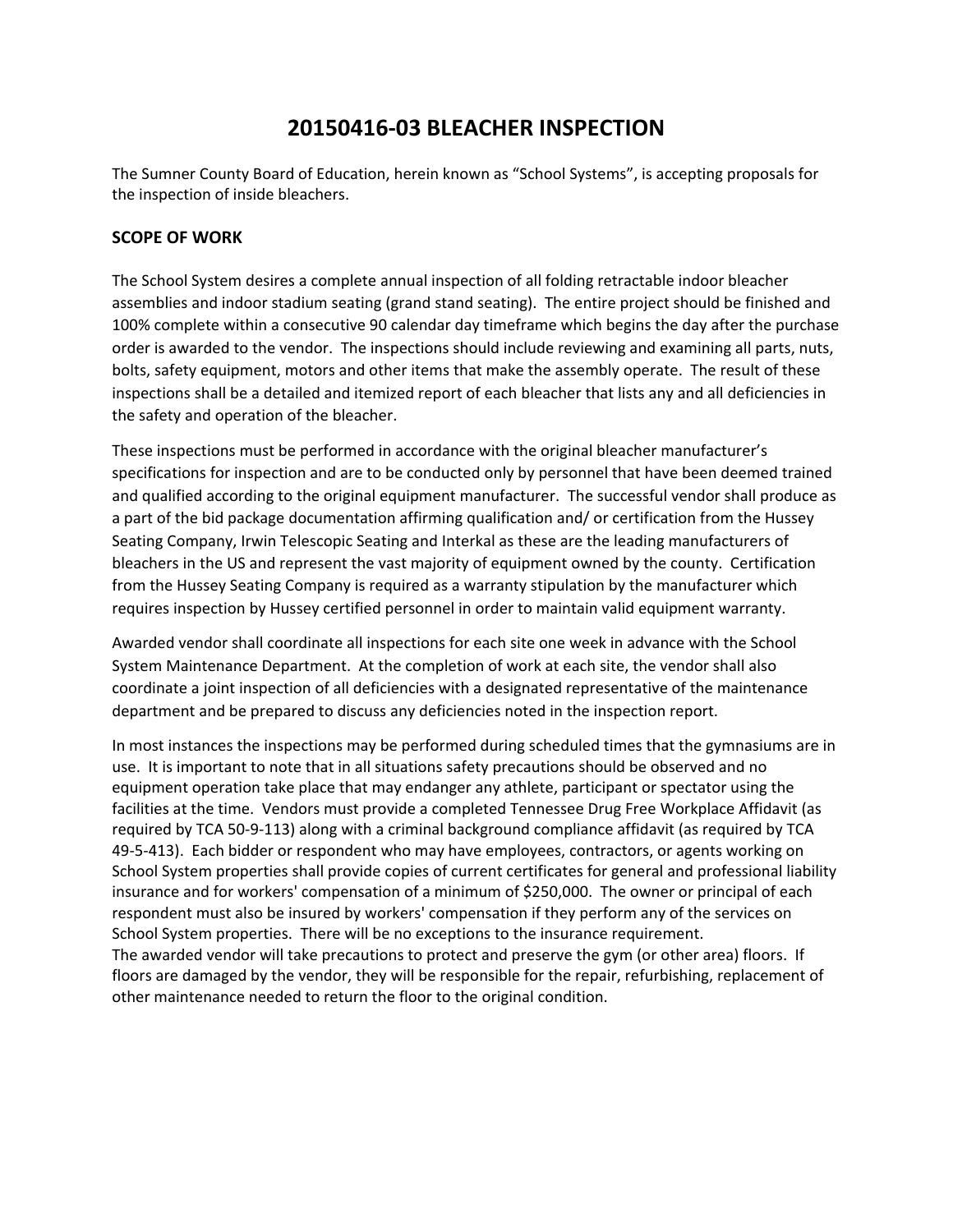# 20150416-03 BLEACHER INSPECTION

The Sumner County Board of Education, herein known as "School Systems", is accepting proposals for the inspection of inside bleachers.

## SCOPE OF WORK

The School System desires a complete annual inspection of all folding retractable indoor bleacher assemblies and indoor stadium seating (grand stand seating). The entire project should be finished and 100% complete within a consecutive 90 calendar day timeframe which begins the day after the purchase order is awarded to the vendor. The inspections should include reviewing and examining all parts, nuts, bolts, safety equipment, motors and other items that make the assembly operate. The result of these inspections shall be a detailed and itemized report of each bleacher that lists any and all deficiencies in the safety and operation of the bleacher.

These inspections must be performed in accordance with the original bleacher manufacturer's specifications for inspection and are to be conducted only by personnel that have been deemed trained and qualified according to the original equipment manufacturer. The successful vendor shall produce as a part of the bid package documentation affirming qualification and/ or certification from the Hussey Seating Company, Irwin Telescopic Seating and Interkal as these are the leading manufacturers of bleachers in the US and represent the vast majority of equipment owned by the county. Certification from the Hussey Seating Company is required as a warranty stipulation by the manufacturer which requires inspection by Hussey certified personnel in order to maintain valid equipment warranty.

Awarded vendor shall coordinate all inspections for each site one week in advance with the School System Maintenance Department. At the completion of work at each site, the vendor shall also coordinate a joint inspection of all deficiencies with a designated representative of the maintenance department and be prepared to discuss any deficiencies noted in the inspection report.

In most instances the inspections may be performed during scheduled times that the gymnasiums are in use. It is important to note that in all situations safety precautions should be observed and no equipment operation take place that may endanger any athlete, participant or spectator using the facilities at the time. Vendors must provide a completed Tennessee Drug Free Workplace Affidavit (as required by TCA 50-9-113) along with a criminal background compliance affidavit (as required by TCA 49-5-413). Each bidder or respondent who may have employees, contractors, or agents working on School System properties shall provide copies of current certificates for general and professional liability insurance and for workers' compensation of a minimum of $250,000. The owner or principal of each respondent must also be insured by workers' compensation if they perform any of the services on School System properties. There will be no exceptions to the insurance requirement.
The awarded vendor will take precautions to protect and preserve the gym (or other area) floors. If floors are damaged by the vendor, they will be responsible for the repair, refurbishing, replacement of other maintenance needed to return the floor to the original condition.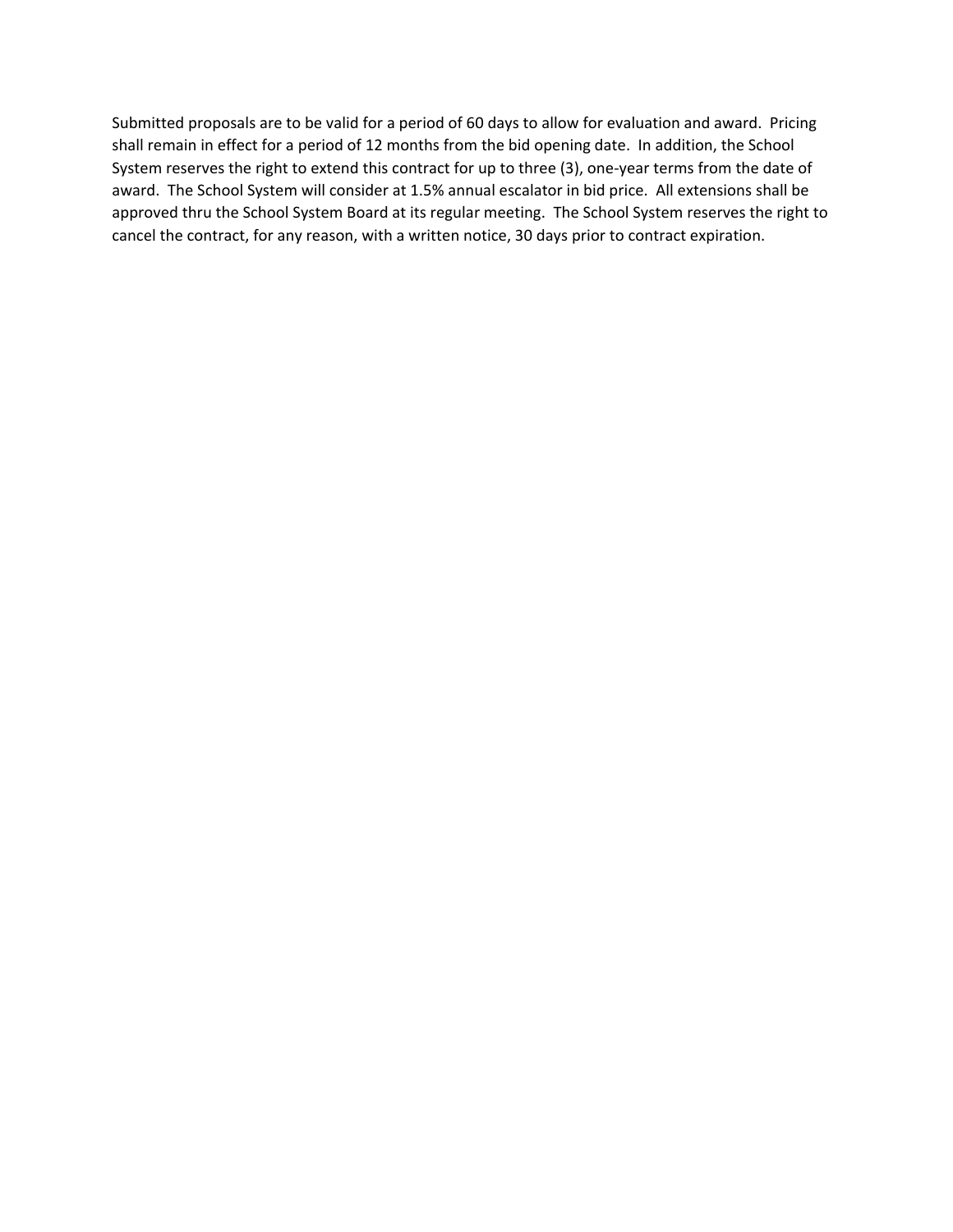Submitted proposals are to be valid for a period of 60 days to allow for evaluation and award. Pricing shall remain in effect for a period of 12 months from the bid opening date. In addition, the School System reserves the right to extend this contract for up to three (3), one-year terms from the date of award. The School System will consider at 1.5% annual escalator in bid price. All extensions shall be approved thru the School System Board at its regular meeting. The School System reserves the right to cancel the contract, for any reason, with a written notice, 30 days prior to contract expiration.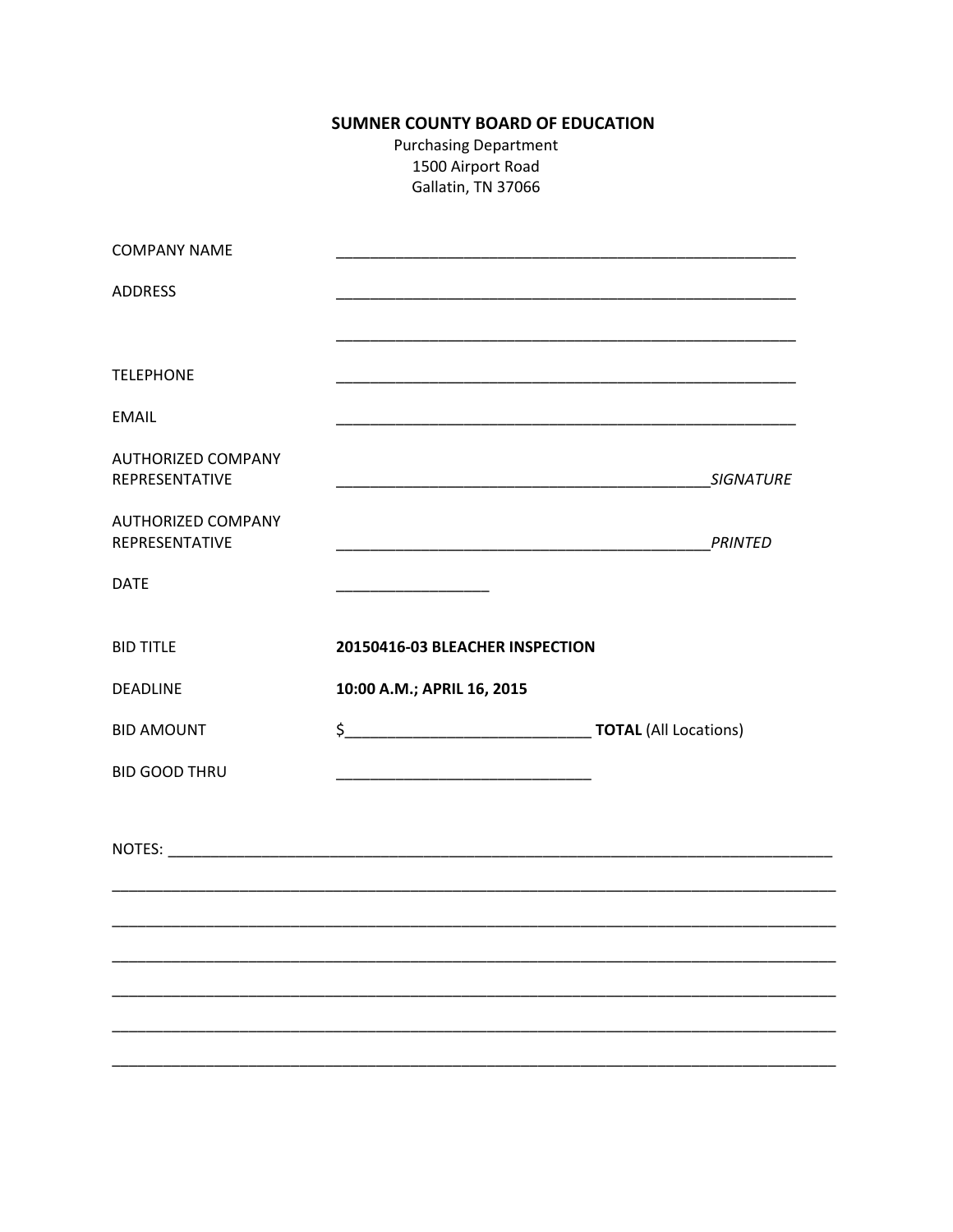**SUMNER COUNTY BOARD OF EDUCATION**

Purchasing Department
1500 Airport Road
Gallatin, TN 37066

COMPANY NAME _______________________________________________________

ADDRESS _______________________________________________________

_______________________________________________________

TELEPHONE _______________________________________________________

EMAIL _______________________________________________________

AUTHORIZED COMPANY REPRESENTATIVE _____________________________________________*SIGNATURE*

AUTHORIZED COMPANY REPRESENTATIVE _____________________________________________*PRINTED*

DATE __________________

BID TITLE **20150416-03 BLEACHER INSPECTION**

DEADLINE **10:00 A.M.; APRIL 16, 2015**

BID AMOUNT $____________________________ **TOTAL** (All Locations)

BID GOOD THRU ______________________________

NOTES: ______________________________________________________________________________

______________________________________________________________________________________

______________________________________________________________________________________

______________________________________________________________________________________

______________________________________________________________________________________

______________________________________________________________________________________

______________________________________________________________________________________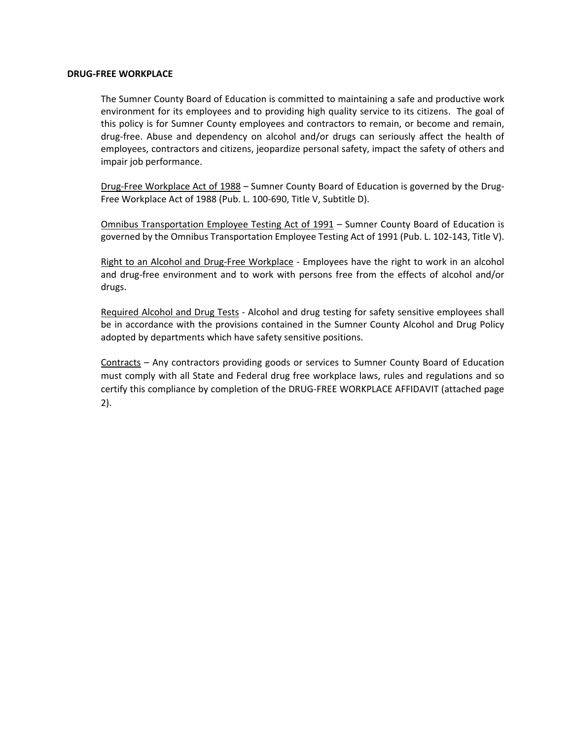**DRUG-FREE WORKPLACE**

The Sumner County Board of Education is committed to maintaining a safe and productive work environment for its employees and to providing high quality service to its citizens. The goal of this policy is for Sumner County employees and contractors to remain, or become and remain, drug-free. Abuse and dependency on alcohol and/or drugs can seriously affect the health of employees, contractors and citizens, jeopardize personal safety, impact the safety of others and impair job performance.

<u>Drug-Free Workplace Act of 1988</u> – Sumner County Board of Education is governed by the Drug-Free Workplace Act of 1988 (Pub. L. 100-690, Title V, Subtitle D).

<u>Omnibus Transportation Employee Testing Act of 1991</u> – Sumner County Board of Education is governed by the Omnibus Transportation Employee Testing Act of 1991 (Pub. L. 102-143, Title V).

<u>Right to an Alcohol and Drug-Free Workplace</u> - Employees have the right to work in an alcohol and drug-free environment and to work with persons free from the effects of alcohol and/or drugs.

<u>Required Alcohol and Drug Tests</u> - Alcohol and drug testing for safety sensitive employees shall be in accordance with the provisions contained in the Sumner County Alcohol and Drug Policy adopted by departments which have safety sensitive positions.

<u>Contracts</u> – Any contractors providing goods or services to Sumner County Board of Education must comply with all State and Federal drug free workplace laws, rules and regulations and so certify this compliance by completion of the DRUG-FREE WORKPLACE AFFIDAVIT (attached page 2).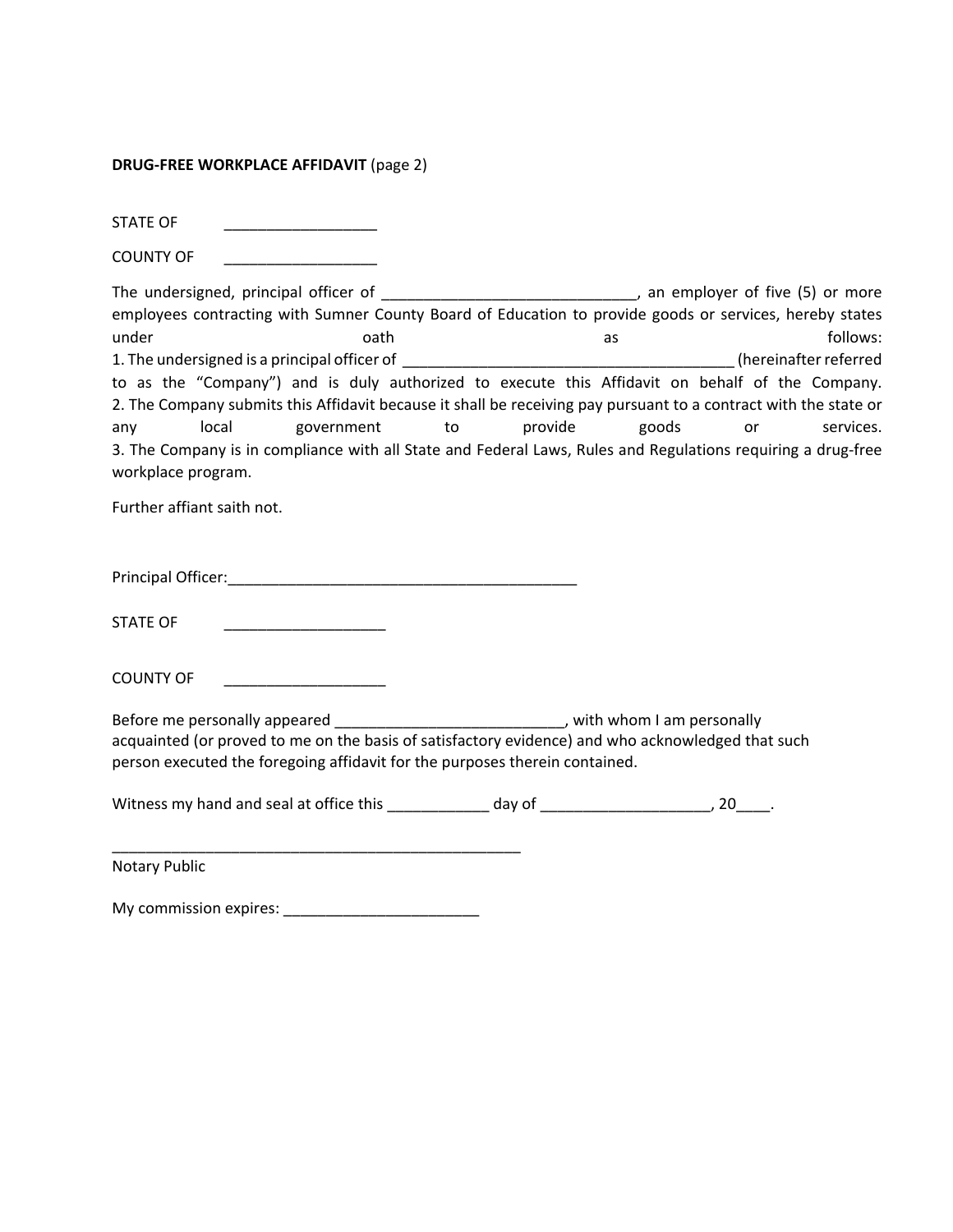**DRUG-FREE WORKPLACE AFFIDAVIT** (page 2)

STATE OF ___________________

COUNTY OF ___________________

The undersigned, principal officer of _______________________________, an employer of five (5) or more employees contracting with Sumner County Board of Education to provide goods or services, hereby states under oath as follows:
1. The undersigned is a principal officer of ________________________________________ (hereinafter referred to as the "Company") and is duly authorized to execute this Affidavit on behalf of the Company.
2. The Company submits this Affidavit because it shall be receiving pay pursuant to a contract with the state or any local government to provide goods or services.
3. The Company is in compliance with all State and Federal Laws, Rules and Regulations requiring a drug-free workplace program.

Further affiant saith not.

Principal Officer:___________________________________________

STATE OF ____________________

COUNTY OF ____________________

Before me personally appeared ____________________________, with whom I am personally acquainted (or proved to me on the basis of satisfactory evidence) and who acknowledged that such person executed the foregoing affidavit for the purposes therein contained.

Witness my hand and seal at office this ____________ day of ____________________, 20____.

___________________________________________________
Notary Public

My commission expires: ________________________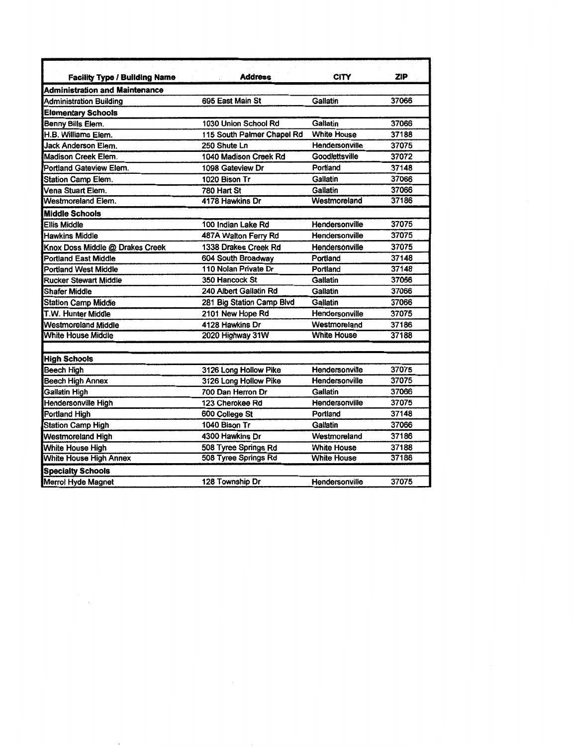| Facility Type / Building Name | Address | CITY | ZIP |
|---|---|---|---|
| **Administration and Maintenance** | | | |
| Administration Building | 695 East Main St | Gallatin | 37066 |
| **Elementary Schools** | | | |
| Benny Bills Elem. | 1030 Union School Rd | Gallatin | 37066 |
| H.B. Williams Elem. | 115 South Palmer Chapel Rd | White House | 37188 |
| Jack Anderson Elem. | 250 Shute Ln | Hendersonville | 37075 |
| Madison Creek Elem. | 1040 Madison Creek Rd | Goodlettsville | 37072 |
| Portland Gateview Elem. | 1098 Gateview Dr | Portland | 37148 |
| Station Camp Elem. | 1020 Bison Tr | Gallatin | 37066 |
| Vena Stuart Elem. | 780 Hart St | Gallatin | 37066 |
| Westmoreland Elem. | 4178 Hawkins Dr | Westmoreland | 37186 |
| **Middle Schools** | | | |
| Ellis Middle | 100 Indian Lake Rd | Hendersonville | 37075 |
| Hawkins Middle | 487A Walton Ferry Rd | Hendersonville | 37075 |
| Knox Doss Middle @ Drakes Creek | 1338 Drakes Creek Rd | Hendersonville | 37075 |
| Portland East Middle | 604 South Broadway | Portland | 37148 |
| Portland West Middle | 110 Nolan Private Dr | Portland | 37148 |
| Rucker Stewart Middle | 350 Hancock St | Gallatin | 37066 |
| Shafer Middle | 240 Albert Gallatin Rd | Gallatin | 37066 |
| Station Camp Middle | 281 Big Station Camp Blvd | Gallatin | 37066 |
| T.W. Hunter Middle | 2101 New Hope Rd | Hendersonville | 37075 |
| Westmoreland Middle | 4128 Hawkins Dr | Westmoreland | 37186 |
| White House Middle | 2020 Highway 31W | White House | 37188 |
| | | | |
| **High Schools** | | | |
| Beech High | 3126 Long Hollow Pike | Hendersonville | 37075 |
| Beech High Annex | 3126 Long Hollow Pike | Hendersonville | 37075 |
| Gallatin High | 700 Dan Herron Dr | Gallatin | 37066 |
| Hendersonville High | 123 Cherokee Rd | Hendersonville | 37075 |
| Portland High | 600 College St | Portland | 37148 |
| Station Camp High | 1040 Bison Tr | Gallatin | 37066 |
| Westmoreland High | 4300 Hawkins Dr | Westmoreland | 37186 |
| White House High | 508 Tyree Springs Rd | White House | 37188 |
| White House High Annex | 508 Tyree Springs Rd | White House | 37188 |
| **Specialty Schools** | | | |
| Merrol Hyde Magnet | 128 Township Dr | Hendersonville | 37075 |